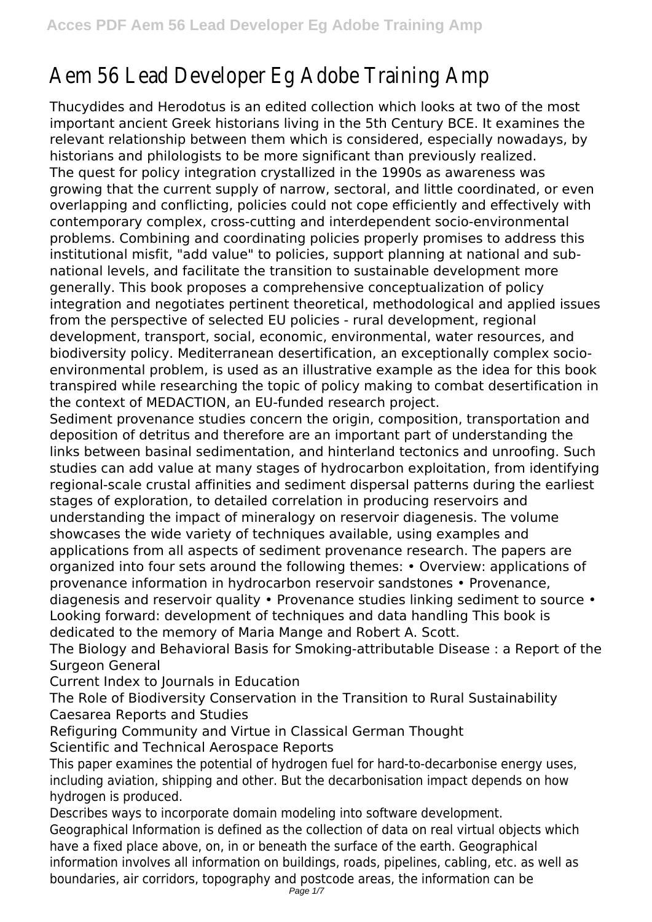# Aem 56 Lead Developer Eg Adobe Training Amp

Thucydides and Herodotus is an edited collection which looks at two of the most important ancient Greek historians living in the 5th Century BCE. It examines the relevant relationship between them which is considered, especially nowadays, by historians and philologists to be more significant than previously realized.

The quest for policy integration crystallized in the 1990s as awareness was growing that the current supply of narrow, sectoral, and little coordinated, or even overlapping and conflicting, policies could not cope efficiently and effectively with contemporary complex, cross-cutting and interdependent socio-environmental problems. Combining and coordinating policies properly promises to address this institutional misfit, "add value" to policies, support planning at national and sub-national levels, and facilitate the transition to sustainable development more generally. This book proposes a comprehensive conceptualization of policy integration and negotiates pertinent theoretical, methodological and applied issues from the perspective of selected EU policies - rural development, regional development, transport, social, economic, environmental, water resources, and biodiversity policy. Mediterranean desertification, an exceptionally complex socio-environmental problem, is used as an illustrative example as the idea for this book transpired while researching the topic of policy making to combat desertification in the context of MEDACTION, an EU-funded research project.

Sediment provenance studies concern the origin, composition, transportation and deposition of detritus and therefore are an important part of understanding the links between basinal sedimentation, and hinterland tectonics and unroofing. Such studies can add value at many stages of hydrocarbon exploitation, from identifying regional-scale crustal affinities and sediment dispersal patterns during the earliest stages of exploration, to detailed correlation in producing reservoirs and understanding the impact of mineralogy on reservoir diagenesis. The volume showcases the wide variety of techniques available, using examples and applications from all aspects of sediment provenance research. The papers are organized into four sets around the following themes: • Overview: applications of provenance information in hydrocarbon reservoir sandstones • Provenance, diagenesis and reservoir quality • Provenance studies linking sediment to source • Looking forward: development of techniques and data handling This book is dedicated to the memory of Maria Mange and Robert A. Scott.

The Biology and Behavioral Basis for Smoking-attributable Disease : a Report of the Surgeon General

Current Index to Journals in Education

The Role of Biodiversity Conservation in the Transition to Rural Sustainability

Caesarea Reports and Studies

Refiguring Community and Virtue in Classical German Thought

Scientific and Technical Aerospace Reports

This paper examines the potential of hydrogen fuel for hard-to-decarbonise energy uses, including aviation, shipping and other. But the decarbonisation impact depends on how hydrogen is produced.

Describes ways to incorporate domain modeling into software development.

Geographical Information is defined as the collection of data on real virtual objects which have a fixed place above, on, in or beneath the surface of the earth. Geographical information involves all information on buildings, roads, pipelines, cabling, etc. as well as boundaries, air corridors, topography and postcode areas, the information can be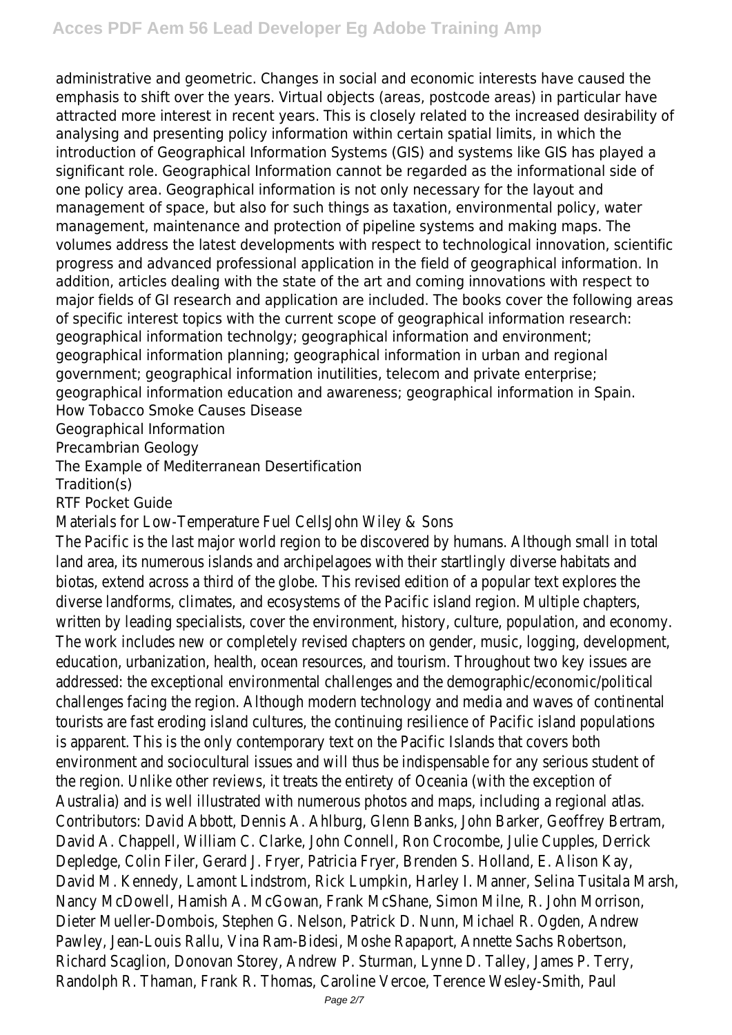administrative and geometric. Changes in social and economic interests have caused the emphasis to shift over the years. Virtual objects (areas, postcode areas) in particular have attracted more interest in recent years. This is closely related to the increased desirability of analysing and presenting policy information within certain spatial limits, in which the introduction of Geographical Information Systems (GIS) and systems like GIS has played a significant role. Geographical Information cannot be regarded as the informational side of one policy area. Geographical information is not only necessary for the layout and management of space, but also for such things as taxation, environmental policy, water management, maintenance and protection of pipeline systems and making maps. The volumes address the latest developments with respect to technological innovation, scientific progress and advanced professional application in the field of geographical information. In addition, articles dealing with the state of the art and coming innovations with respect to major fields of GI research and application are included. The books cover the following areas of specific interest topics with the current scope of geographical information research: geographical information technolgy; geographical information and environment; geographical information planning; geographical information in urban and regional government; geographical information inutilities, telecom and private enterprise; geographical information education and awareness; geographical information in Spain.

How Tobacco Smoke Causes Disease

Geographical Information

Precambrian Geology

The Example of Mediterranean Desertification

Tradition(s)

RTF Pocket Guide

Materials for Low-Temperature Fuel CellsJohn Wiley & Sons

The Pacific is the last major world region to be discovered by humans. Although small in total land area, its numerous islands and archipelagoes with their startlingly diverse habitats and biotas, extend across a third of the globe. This revised edition of a popular text explores the diverse landforms, climates, and ecosystems of the Pacific island region. Multiple chapters, written by leading specialists, cover the environment, history, culture, population, and economy. The work includes new or completely revised chapters on gender, music, logging, development, education, urbanization, health, ocean resources, and tourism. Throughout two key issues are addressed: the exceptional environmental challenges and the demographic/economic/political challenges facing the region. Although modern technology and media and waves of continental tourists are fast eroding island cultures, the continuing resilience of Pacific island populations is apparent. This is the only contemporary text on the Pacific Islands that covers both environment and sociocultural issues and will thus be indispensable for any serious student of the region. Unlike other reviews, it treats the entirety of Oceania (with the exception of Australia) and is well illustrated with numerous photos and maps, including a regional atlas. Contributors: David Abbott, Dennis A. Ahlburg, Glenn Banks, John Barker, Geoffrey Bertram, David A. Chappell, William C. Clarke, John Connell, Ron Crocombe, Julie Cupples, Derrick Depledge, Colin Filer, Gerard J. Fryer, Patricia Fryer, Brenden S. Holland, E. Alison Kay, David M. Kennedy, Lamont Lindstrom, Rick Lumpkin, Harley I. Manner, Selina Tusitala Marsh, Nancy McDowell, Hamish A. McGowan, Frank McShane, Simon Milne, R. John Morrison, Dieter Mueller-Dombois, Stephen G. Nelson, Patrick D. Nunn, Michael R. Ogden, Andrew Pawley, Jean-Louis Rallu, Vina Ram-Bidesi, Moshe Rapaport, Annette Sachs Robertson, Richard Scaglion, Donovan Storey, Andrew P. Sturman, Lynne D. Talley, James P. Terry, Randolph R. Thaman, Frank R. Thomas, Caroline Vercoe, Terence Wesley-Smith, Paul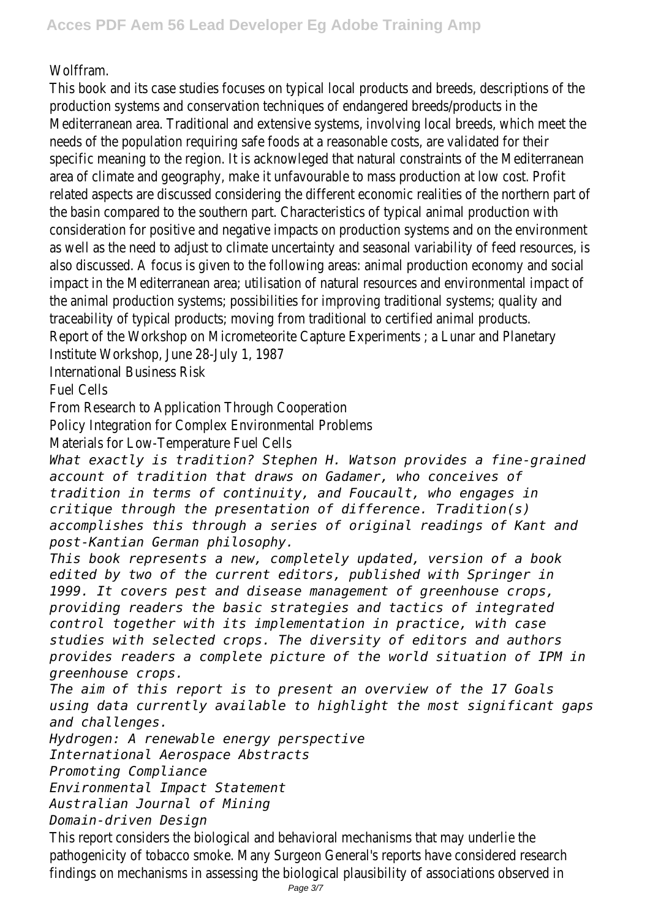Wolffram.

This book and its case studies focuses on typical local products and breeds, descriptions of the production systems and conservation techniques of endangered breeds/products in the Mediterranean area. Traditional and extensive systems, involving local breeds, which meet the needs of the population requiring safe foods at a reasonable costs, are validated for their specific meaning to the region. It is acknowleged that natural constraints of the Mediterranean area of climate and geography, make it unfavourable to mass production at low cost. Profit related aspects are discussed considering the different economic realities of the northern part of the basin compared to the southern part. Characteristics of typical animal production with consideration for positive and negative impacts on production systems and on the environment as well as the need to adjust to climate uncertainty and seasonal variability of feed resources, is also discussed. A focus is given to the following areas: animal production economy and social impact in the Mediterranean area; utilisation of natural resources and environmental impact of the animal production systems; possibilities for improving traditional systems; quality and traceability of typical products; moving from traditional to certified animal products.

Report of the Workshop on Micrometeorite Capture Experiments ; a Lunar and Planetary Institute Workshop, June 28-July 1, 1987

International Business Risk

Fuel Cells

From Research to Application Through Cooperation

Policy Integration for Complex Environmental Problems

Materials for Low-Temperature Fuel Cells

*What exactly is tradition? Stephen H. Watson provides a fine-grained account of tradition that draws on Gadamer, who conceives of tradition in terms of continuity, and Foucault, who engages in critique through the presentation of difference. Tradition(s) accomplishes this through a series of original readings of Kant and post-Kantian German philosophy.*

*This book represents a new, completely updated, version of a book edited by two of the current editors, published with Springer in 1999. It covers pest and disease management of greenhouse crops, providing readers the basic strategies and tactics of integrated control together with its implementation in practice, with case studies with selected crops. The diversity of editors and authors provides readers a complete picture of the world situation of IPM in greenhouse crops.*

*The aim of this report is to present an overview of the 17 Goals using data currently available to highlight the most significant gaps and challenges.*

*Hydrogen: A renewable energy perspective*

*International Aerospace Abstracts*

*Promoting Compliance*

*Environmental Impact Statement*

*Australian Journal of Mining*

*Domain-driven Design*

This report considers the biological and behavioral mechanisms that may underlie the pathogenicity of tobacco smoke. Many Surgeon General's reports have considered research findings on mechanisms in assessing the biological plausibility of associations observed in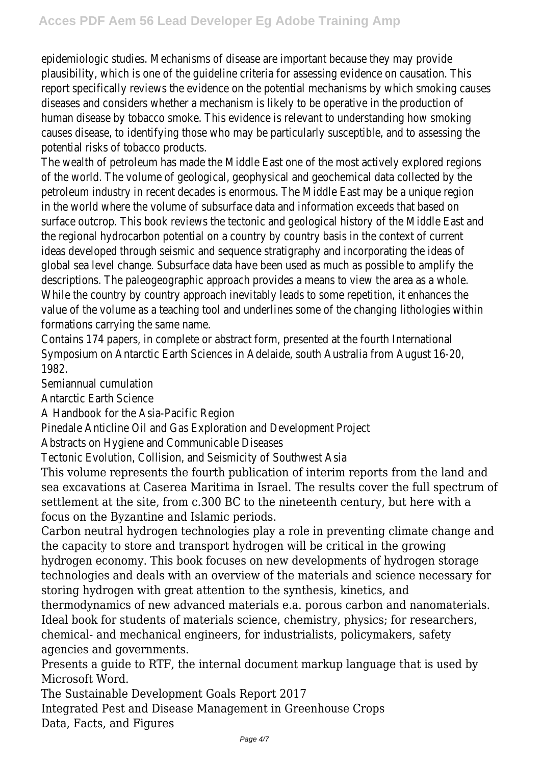epidemiologic studies. Mechanisms of disease are important because they may provide plausibility, which is one of the guideline criteria for assessing evidence on causation. This report specifically reviews the evidence on the potential mechanisms by which smoking causes diseases and considers whether a mechanism is likely to be operative in the production of human disease by tobacco smoke. This evidence is relevant to understanding how smoking causes disease, to identifying those who may be particularly susceptible, and to assessing the potential risks of tobacco products.

The wealth of petroleum has made the Middle East one of the most actively explored regions of the world. The volume of geological, geophysical and geochemical data collected by the petroleum industry in recent decades is enormous. The Middle East may be a unique region in the world where the volume of subsurface data and information exceeds that based on surface outcrop. This book reviews the tectonic and geological history of the Middle East and the regional hydrocarbon potential on a country by country basis in the context of current ideas developed through seismic and sequence stratigraphy and incorporating the ideas of global sea level change. Subsurface data have been used as much as possible to amplify the descriptions. The paleogeographic approach provides a means to view the area as a whole. While the country by country approach inevitably leads to some repetition, it enhances the value of the volume as a teaching tool and underlines some of the changing lithologies within formations carrying the same name.

Contains 174 papers, in complete or abstract form, presented at the fourth International Symposium on Antarctic Earth Sciences in Adelaide, south Australia from August 16-20, 1982.

Semiannual cumulation

Antarctic Earth Science

A Handbook for the Asia-Pacific Region

Pinedale Anticline Oil and Gas Exploration and Development Project

Abstracts on Hygiene and Communicable Diseases

Tectonic Evolution, Collision, and Seismicity of Southwest Asia

This volume represents the fourth publication of interim reports from the land and sea excavations at Caserea Maritima in Israel. The results cover the full spectrum of settlement at the site, from c.300 BC to the nineteenth century, but here with a focus on the Byzantine and Islamic periods.

Carbon neutral hydrogen technologies play a role in preventing climate change and the capacity to store and transport hydrogen will be critical in the growing hydrogen economy. This book focuses on new developments of hydrogen storage technologies and deals with an overview of the materials and science necessary for storing hydrogen with great attention to the synthesis, kinetics, and thermodynamics of new advanced materials e.a. porous carbon and nanomaterials. Ideal book for students of materials science, chemistry, physics; for researchers, chemical- and mechanical engineers, for industrialists, policymakers, safety agencies and governments.

Presents a guide to RTF, the internal document markup language that is used by Microsoft Word.

The Sustainable Development Goals Report 2017

Integrated Pest and Disease Management in Greenhouse Crops

Data, Facts, and Figures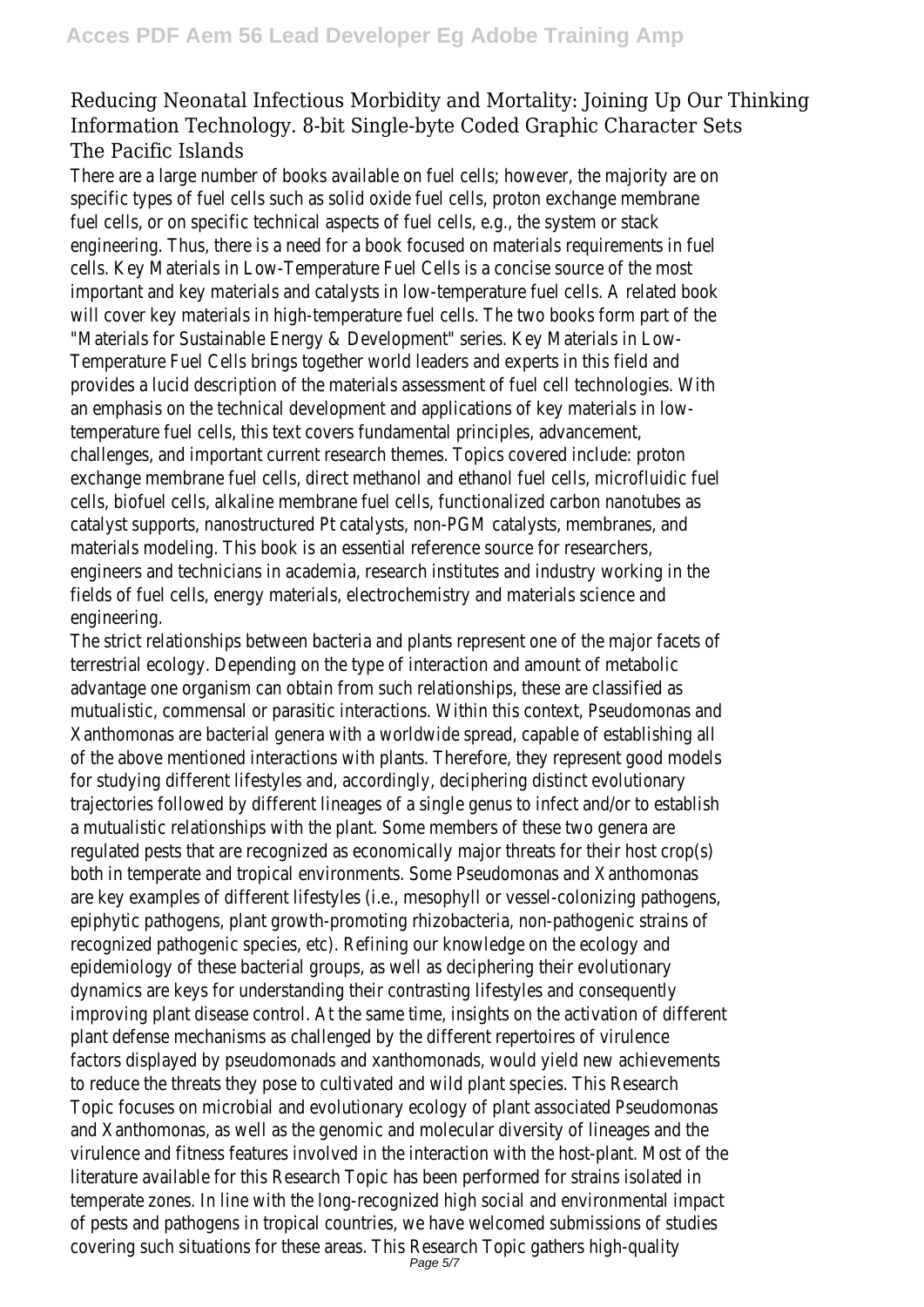Reducing Neonatal Infectious Morbidity and Mortality: Joining Up Our Thinking
Information Technology. 8-bit Single-byte Coded Graphic Character Sets
The Pacific Islands

There are a large number of books available on fuel cells; however, the majority are on specific types of fuel cells such as solid oxide fuel cells, proton exchange membrane fuel cells, or on specific technical aspects of fuel cells, e.g., the system or stack engineering. Thus, there is a need for a book focused on materials requirements in fuel cells. Key Materials in Low-Temperature Fuel Cells is a concise source of the most important and key materials and catalysts in low-temperature fuel cells. A related book will cover key materials in high-temperature fuel cells. The two books form part of the "Materials for Sustainable Energy & Development" series. Key Materials in Low-Temperature Fuel Cells brings together world leaders and experts in this field and provides a lucid description of the materials assessment of fuel cell technologies. With an emphasis on the technical development and applications of key materials in low-temperature fuel cells, this text covers fundamental principles, advancement, challenges, and important current research themes. Topics covered include: proton exchange membrane fuel cells, direct methanol and ethanol fuel cells, microfluidic fuel cells, biofuel cells, alkaline membrane fuel cells, functionalized carbon nanotubes as catalyst supports, nanostructured Pt catalysts, non-PGM catalysts, membranes, and materials modeling. This book is an essential reference source for researchers, engineers and technicians in academia, research institutes and industry working in the fields of fuel cells, energy materials, electrochemistry and materials science and engineering.

The strict relationships between bacteria and plants represent one of the major facets of terrestrial ecology. Depending on the type of interaction and amount of metabolic advantage one organism can obtain from such relationships, these are classified as mutualistic, commensal or parasitic interactions. Within this context, Pseudomonas and Xanthomonas are bacterial genera with a worldwide spread, capable of establishing all of the above mentioned interactions with plants. Therefore, they represent good models for studying different lifestyles and, accordingly, deciphering distinct evolutionary trajectories followed by different lineages of a single genus to infect and/or to establish a mutualistic relationships with the plant. Some members of these two genera are regulated pests that are recognized as economically major threats for their host crop(s) both in temperate and tropical environments. Some Pseudomonas and Xanthomonas are key examples of different lifestyles (i.e., mesophyll or vessel-colonizing pathogens, epiphytic pathogens, plant growth-promoting rhizobacteria, non-pathogenic strains of recognized pathogenic species, etc). Refining our knowledge on the ecology and epidemiology of these bacterial groups, as well as deciphering their evolutionary dynamics are keys for understanding their contrasting lifestyles and consequently improving plant disease control. At the same time, insights on the activation of different plant defense mechanisms as challenged by the different repertoires of virulence factors displayed by pseudomonads and xanthomonads, would yield new achievements to reduce the threats they pose to cultivated and wild plant species. This Research Topic focuses on microbial and evolutionary ecology of plant associated Pseudomonas and Xanthomonas, as well as the genomic and molecular diversity of lineages and the virulence and fitness features involved in the interaction with the host-plant. Most of the literature available for this Research Topic has been performed for strains isolated in temperate zones. In line with the long-recognized high social and environmental impact of pests and pathogens in tropical countries, we have welcomed submissions of studies covering such situations for these areas. This Research Topic gathers high-quality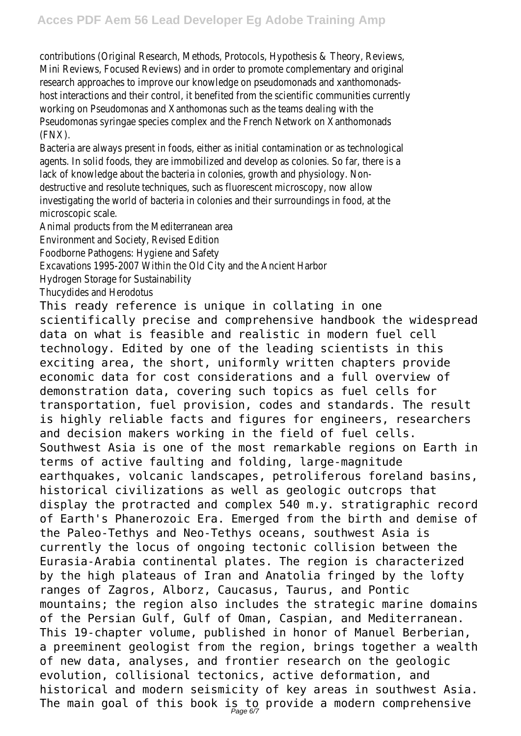contributions (Original Research, Methods, Protocols, Hypothesis & Theory, Reviews, Mini Reviews, Focused Reviews) and in order to promote complementary and original research approaches to improve our knowledge on pseudomonads and xanthomonads-host interactions and their control, it benefited from the scientific communities currently working on Pseudomonas and Xanthomonas such as the teams dealing with the Pseudomonas syringae species complex and the French Network on Xanthomonads (FNX).

Bacteria are always present in foods, either as initial contamination or as technological agents. In solid foods, they are immobilized and develop as colonies. So far, there is a lack of knowledge about the bacteria in colonies, growth and physiology. Non-destructive and resolute techniques, such as fluorescent microscopy, now allow investigating the world of bacteria in colonies and their surroundings in food, at the microscopic scale.

Animal products from the Mediterranean area
Environment and Society, Revised Edition
Foodborne Pathogens: Hygiene and Safety
Excavations 1995-2007 Within the Old City and the Ancient Harbor
Hydrogen Storage for Sustainability
Thucydides and Herodotus

This ready reference is unique in collating in one scientifically precise and comprehensive handbook the widespread data on what is feasible and realistic in modern fuel cell technology. Edited by one of the leading scientists in this exciting area, the short, uniformly written chapters provide economic data for cost considerations and a full overview of demonstration data, covering such topics as fuel cells for transportation, fuel provision, codes and standards. The result is highly reliable facts and figures for engineers, researchers and decision makers working in the field of fuel cells.

Southwest Asia is one of the most remarkable regions on Earth in terms of active faulting and folding, large-magnitude earthquakes, volcanic landscapes, petroliferous foreland basins, historical civilizations as well as geologic outcrops that display the protracted and complex 540 m.y. stratigraphic record of Earth's Phanerozoic Era. Emerged from the birth and demise of the Paleo-Tethys and Neo-Tethys oceans, southwest Asia is currently the locus of ongoing tectonic collision between the Eurasia-Arabia continental plates. The region is characterized by the high plateaus of Iran and Anatolia fringed by the lofty ranges of Zagros, Alborz, Caucasus, Taurus, and Pontic mountains; the region also includes the strategic marine domains of the Persian Gulf, Gulf of Oman, Caspian, and Mediterranean. This 19-chapter volume, published in honor of Manuel Berberian, a preeminent geologist from the region, brings together a wealth of new data, analyses, and frontier research on the geologic evolution, collisional tectonics, active deformation, and historical and modern seismicity of key areas in southwest Asia. The main goal of this book is to provide a modern comprehensive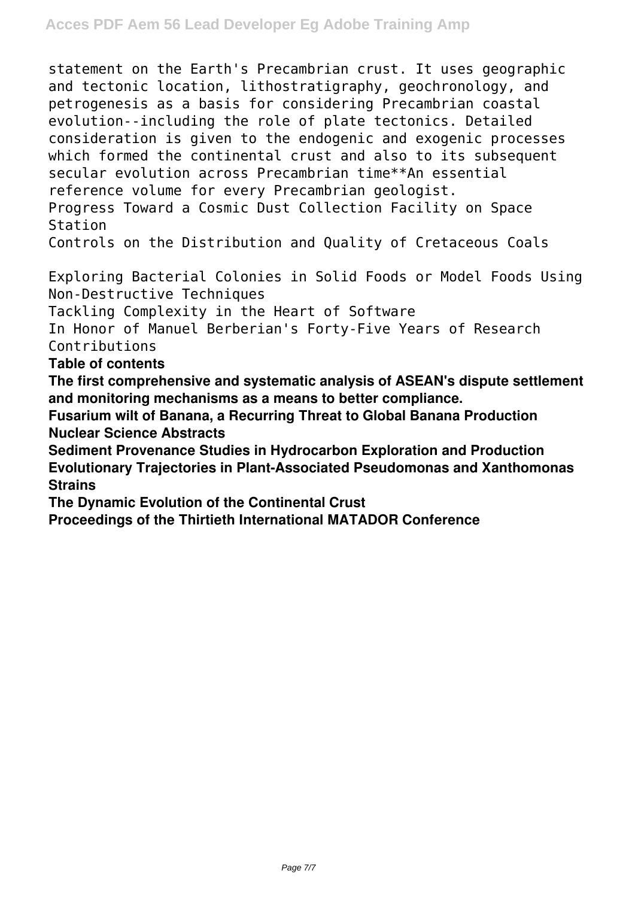statement on the Earth's Precambrian crust. It uses geographic and tectonic location, lithostratigraphy, geochronology, and petrogenesis as a basis for considering Precambrian coastal evolution--including the role of plate tectonics. Detailed consideration is given to the endogenic and exogenic processes which formed the continental crust and also to its subsequent secular evolution across Precambrian time**An essential reference volume for every Precambrian geologist.

Progress Toward a Cosmic Dust Collection Facility on Space Station

Controls on the Distribution and Quality of Cretaceous Coals

Exploring Bacterial Colonies in Solid Foods or Model Foods Using Non-Destructive Techniques

Tackling Complexity in the Heart of Software

In Honor of Manuel Berberian's Forty-Five Years of Research Contributions

**Table of contents**

**The first comprehensive and systematic analysis of ASEAN's dispute settlement and monitoring mechanisms as a means to better compliance.**

**Fusarium wilt of Banana, a Recurring Threat to Global Banana Production**

**Nuclear Science Abstracts**

**Sediment Provenance Studies in Hydrocarbon Exploration and Production**

**Evolutionary Trajectories in Plant-Associated Pseudomonas and Xanthomonas Strains**

**The Dynamic Evolution of the Continental Crust**

**Proceedings of the Thirtieth International MATADOR Conference**